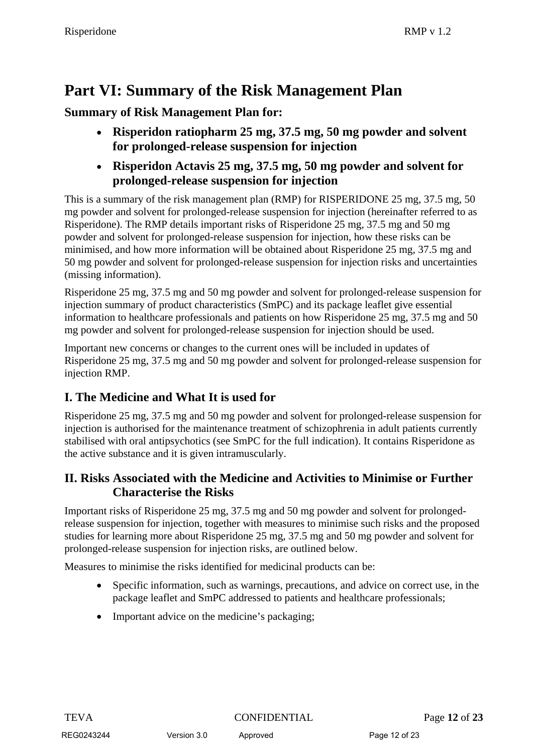# Part VI: Summary of the Risk Management Plan

## Summary of Risk Management Plan for:

- **Risperidon ratiopharm 25 mg, 37.5 mg, 50 mg powder and solvent for prolonged-release suspension for injection**
- **Risperidon Actavis 25 mg, 37.5 mg, 50 mg powder and solvent for prolonged-release suspension for injection**

This is a summary of the risk management plan (RMP) for RISPERIDONE 25 mg, 37.5 mg, 50 mg powder and solvent for prolonged-release suspension for injection (hereinafter referred to as Risperidone). The RMP details important risks of Risperidone 25 mg, 37.5 mg and 50 mg powder and solvent for prolonged-release suspension for injection, how these risks can be minimised, and how more information will be obtained about Risperidone 25 mg, 37.5 mg and 50 mg powder and solvent for prolonged-release suspension for injection risks and uncertainties (missing information).

Risperidone 25 mg, 37.5 mg and 50 mg powder and solvent for prolonged-release suspension for injection summary of product characteristics (SmPC) and its package leaflet give essential information to healthcare professionals and patients on how Risperidone 25 mg, 37.5 mg and 50 mg powder and solvent for prolonged-release suspension for injection should be used.

Important new concerns or changes to the current ones will be included in updates of Risperidone 25 mg, 37.5 mg and 50 mg powder and solvent for prolonged-release suspension for injection RMP.

## I. The Medicine and What It is used for

Risperidone 25 mg, 37.5 mg and 50 mg powder and solvent for prolonged-release suspension for injection is authorised for the maintenance treatment of schizophrenia in adult patients currently stabilised with oral antipsychotics (see SmPC for the full indication). It contains Risperidone as the active substance and it is given intramuscularly.

## II. Risks Associated with the Medicine and Activities to Minimise or Further Characterise the Risks

Important risks of Risperidone 25 mg, 37.5 mg and 50 mg powder and solvent for prolonged-release suspension for injection, together with measures to minimise such risks and the proposed studies for learning more about Risperidone 25 mg, 37.5 mg and 50 mg powder and solvent for prolonged-release suspension for injection risks, are outlined below.

Measures to minimise the risks identified for medicinal products can be:

- Specific information, such as warnings, precautions, and advice on correct use, in the package leaflet and SmPC addressed to patients and healthcare professionals;
- Important advice on the medicine's packaging;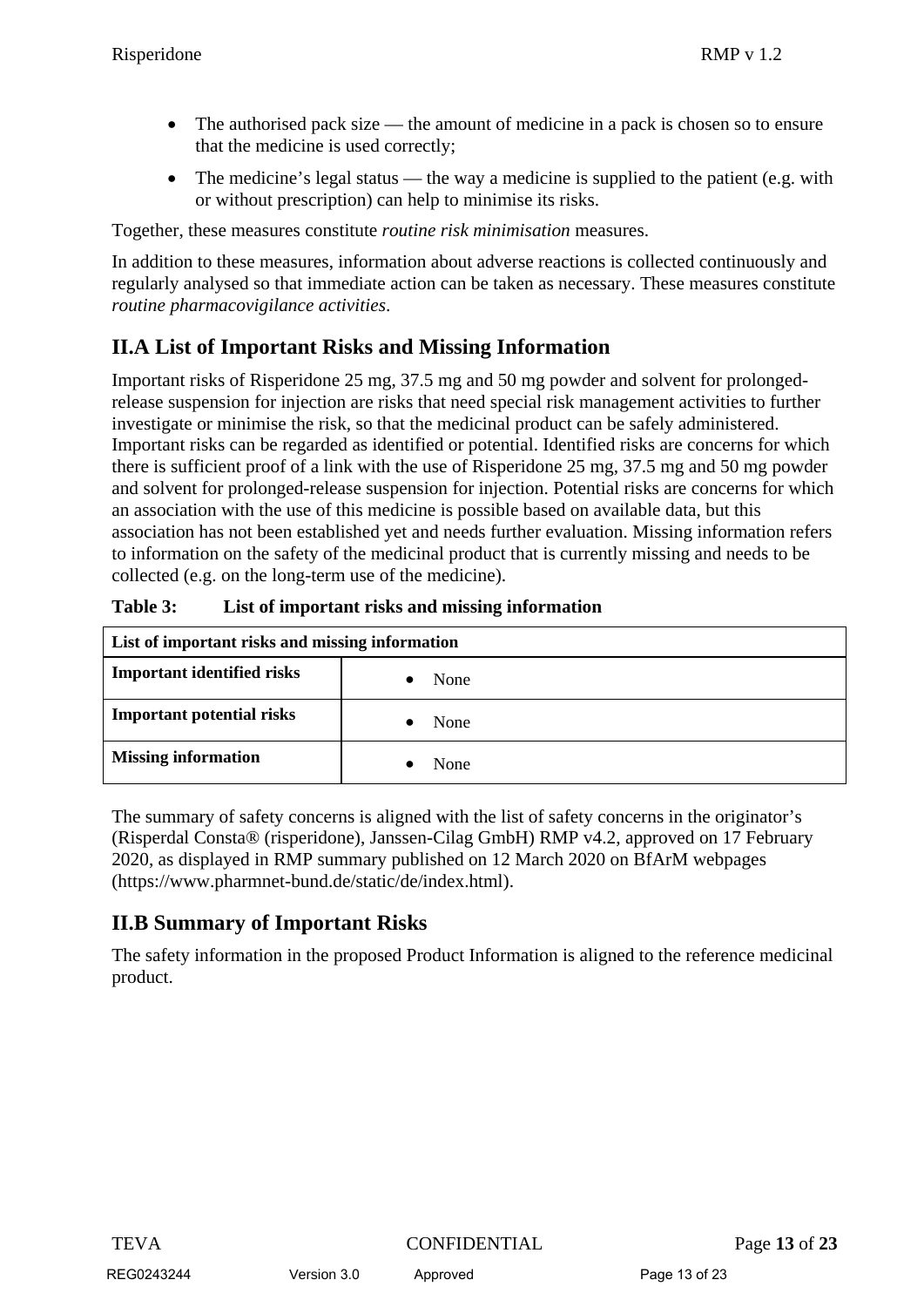- The authorised pack size — the amount of medicine in a pack is chosen so to ensure that the medicine is used correctly;
- The medicine's legal status — the way a medicine is supplied to the patient (e.g. with or without prescription) can help to minimise its risks.

Together, these measures constitute *routine risk minimisation* measures.

In addition to these measures, information about adverse reactions is collected continuously and regularly analysed so that immediate action can be taken as necessary. These measures constitute *routine pharmacovigilance activities*.

## II.A List of Important Risks and Missing Information

Important risks of Risperidone 25 mg, 37.5 mg and 50 mg powder and solvent for prolonged-release suspension for injection are risks that need special risk management activities to further investigate or minimise the risk, so that the medicinal product can be safely administered. Important risks can be regarded as identified or potential. Identified risks are concerns for which there is sufficient proof of a link with the use of Risperidone 25 mg, 37.5 mg and 50 mg powder and solvent for prolonged-release suspension for injection. Potential risks are concerns for which an association with the use of this medicine is possible based on available data, but this association has not been established yet and needs further evaluation. Missing information refers to information on the safety of the medicinal product that is currently missing and needs to be collected (e.g. on the long-term use of the medicine).

**Table 3: List of important risks and missing information**

| **List of important risks and missing information** | |
|---|---|
| **Important identified risks** | • None |
| **Important potential risks** | • None |
| **Missing information** | • None |

The summary of safety concerns is aligned with the list of safety concerns in the originator's (Risperdal Consta® (risperidone), Janssen-Cilag GmbH) RMP v4.2, approved on 17 February 2020, as displayed in RMP summary published on 12 March 2020 on BfArM webpages (https://www.pharmnet-bund.de/static/de/index.html).

## II.B Summary of Important Risks

The safety information in the proposed Product Information is aligned to the reference medicinal product.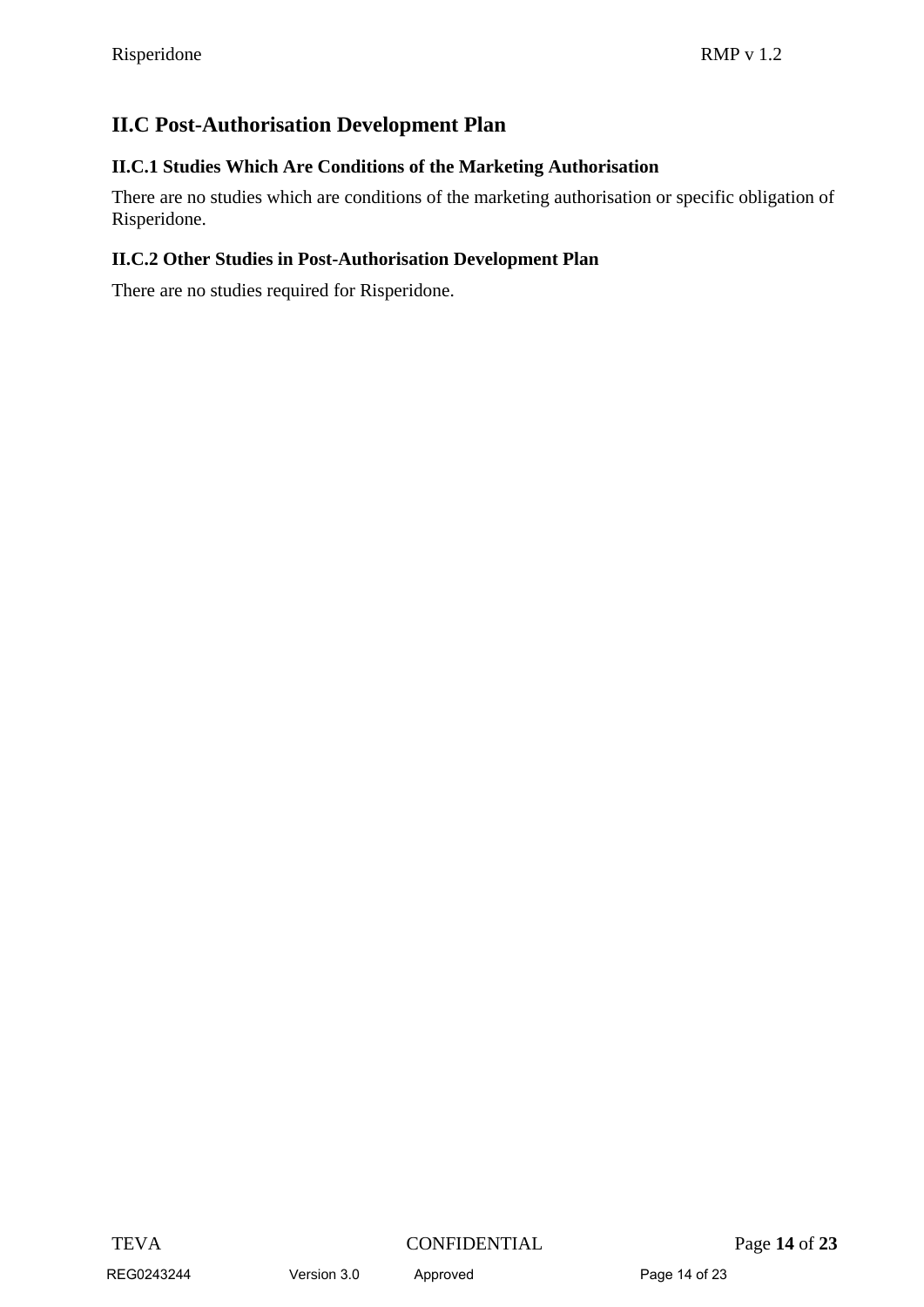## II.C Post-Authorisation Development Plan

### II.C.1 Studies Which Are Conditions of the Marketing Authorisation

There are no studies which are conditions of the marketing authorisation or specific obligation of Risperidone.

### II.C.2 Other Studies in Post-Authorisation Development Plan

There are no studies required for Risperidone.